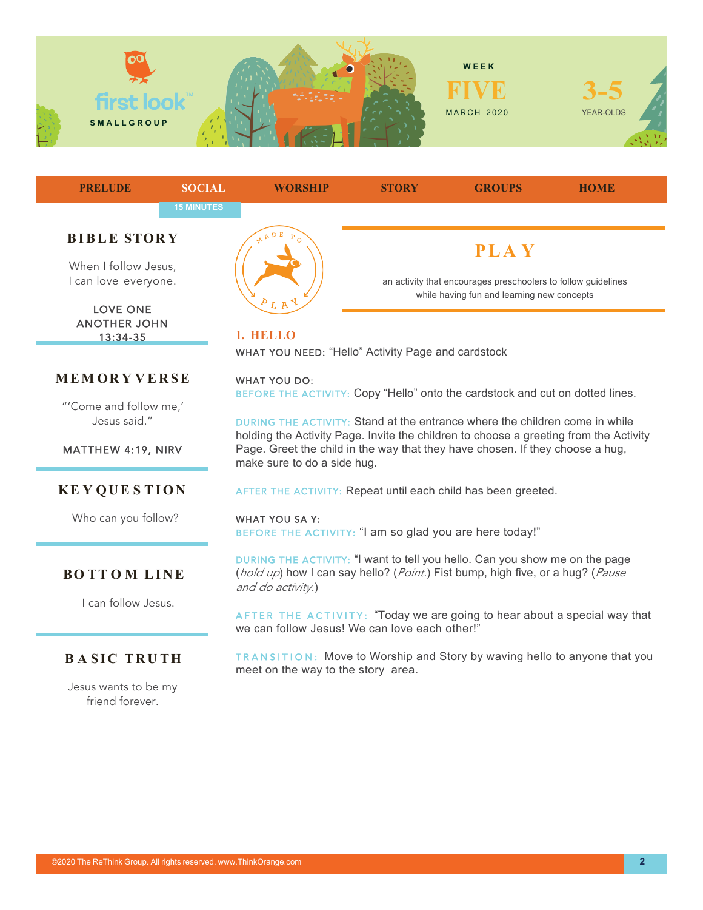first look™ SMALLGROUP

WEEK FIVE MARCH 2020

3-5 YEAR-OLDS

PRELUDE | SOCIAL | WORSHIP | STORY | GROUPS | HOME

15 MINUTES

## BIBLE STORY

When I follow Jesus, I can love everyone.

LOVE ONE ANOTHER JOHN 13:34-35

## MEMORY VERSE

"'Come and follow me,' Jesus said."

MATTHEW 4:19, NIRV

## KEY QUESTION

Who can you follow?

## BOTTOM LINE

I can follow Jesus.

## BASIC TRUTH

Jesus wants to be my friend forever.

MADE TO PLAY

# PLAY

an activity that encourages preschoolers to follow guidelines while having fun and learning new concepts

### 1. HELLO

WHAT YOU NEED: "Hello" Activity Page and cardstock

WHAT YOU DO:
BEFORE THE ACTIVITY: Copy "Hello" onto the cardstock and cut on dotted lines.

DURING THE ACTIVITY: Stand at the entrance where the children come in while holding the Activity Page. Invite the children to choose a greeting from the Activity Page. Greet the child in the way that they have chosen. If they choose a hug, make sure to do a side hug.

AFTER THE ACTIVITY: Repeat until each child has been greeted.

WHAT YOU SAY:
BEFORE THE ACTIVITY: "I am so glad you are here today!"

DURING THE ACTIVITY: "I want to tell you hello. Can you show me on the page (*hold up*) how I can say hello? (*Point.*) Fist bump, high five, or a hug? (*Pause and do activity.*)

AFTER THE ACTIVITY: "Today we are going to hear about a special way that we can follow Jesus! We can love each other!"

TRANSITION: Move to Worship and Story by waving hello to anyone that you meet on the way to the story area.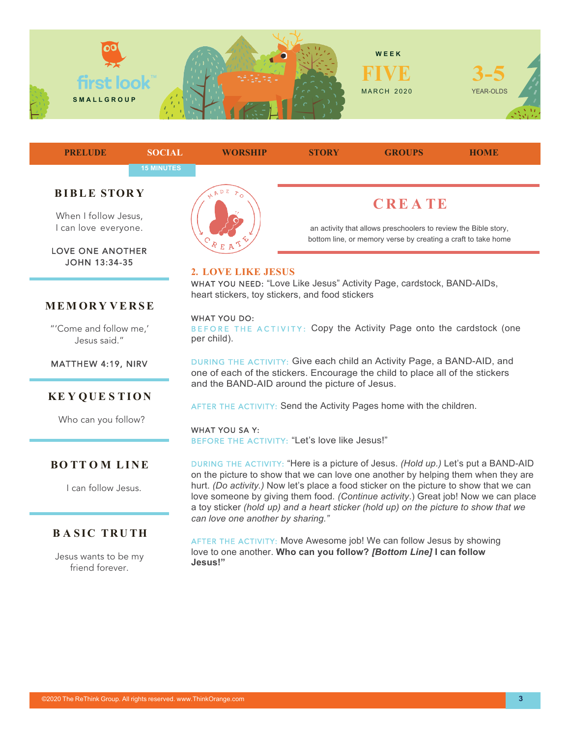first look SMALLGROUP

WEEK FIVE MARCH 2020 | 3-5 YEAR-OLDS

PRELUDE | SOCIAL | WORSHIP | STORY | GROUPS | HOME

15 MINUTES

## BIBLE STORY

When I follow Jesus, I can love everyone.

LOVE ONE ANOTHER
JOHN 13:34-35

## MEMORY VERSE

"'Come and follow me,' Jesus said."

MATTHEW 4:19, NIRV

## KEY QUESTION

Who can you follow?

## BOTTOM LINE

I can follow Jesus.

## BASIC TRUTH

Jesus wants to be my friend forever.

MADE TO CREATE

## CREATE

an activity that allows preschoolers to review the Bible story, bottom line, or memory verse by creating a craft to take home

### 2. LOVE LIKE JESUS

WHAT YOU NEED: "Love Like Jesus" Activity Page, cardstock, BAND-AIDs, heart stickers, toy stickers, and food stickers

WHAT YOU DO:

BEFORE THE ACTIVITY: Copy the Activity Page onto the cardstock (one per child).

DURING THE ACTIVITY: Give each child an Activity Page, a BAND-AID, and one of each of the stickers. Encourage the child to place all of the stickers and the BAND-AID around the picture of Jesus.

AFTER THE ACTIVITY: Send the Activity Pages home with the children.

WHAT YOU SA Y:

BEFORE THE ACTIVITY: "Let's love like Jesus!"

DURING THE ACTIVITY: "Here is a picture of Jesus. *(Hold up.)* Let's put a BAND-AID on the picture to show that we can love one another by helping them when they are hurt. *(Do activity.)* Now let's place a food sticker on the picture to show that we can love someone by giving them food. *(Continue activity.)* Great job! Now we can place a toy sticker *(hold up) and a heart sticker (hold up) on the picture to show that we can love one another by sharing."*

AFTER THE ACTIVITY: Move Awesome job! We can follow Jesus by showing love to one another. **Who can you follow? *[Bottom Line]* I can follow Jesus!"**

©2020 The ReThink Group. All rights reserved. www.ThinkOrange.com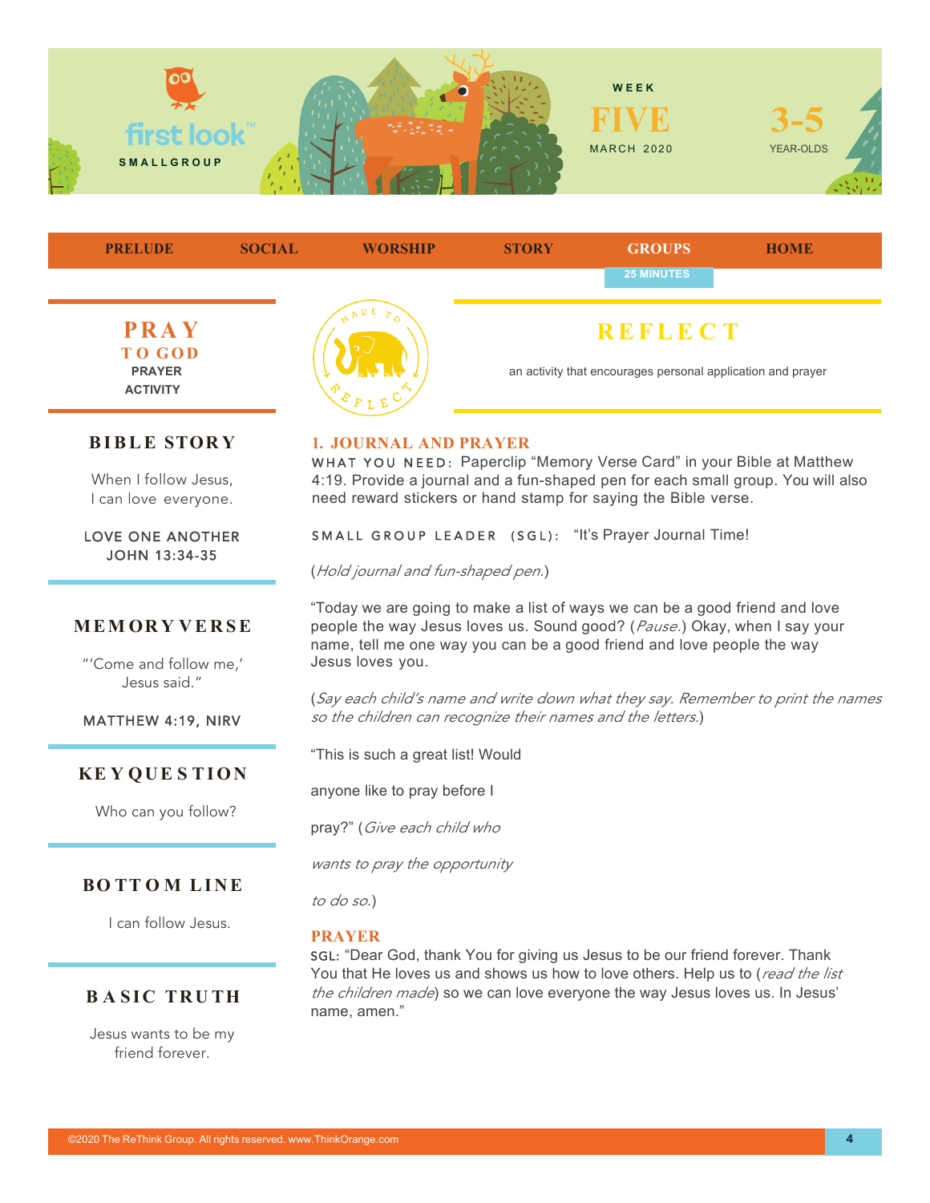first look™ SMALLGROUP

WEEK **FIVE** MARCH 2020

**3-5** YEAR-OLDS

PRELUDE | SOCIAL | WORSHIP | STORY | GROUPS | HOME

25 MINUTES

## PRAY TO GOD

PRAYER ACTIVITY

### BIBLE STORY

When I follow Jesus,
I can love everyone.

LOVE ONE ANOTHER
JOHN 13:34-35

### MEMORY VERSE

"'Come and follow me,' Jesus said."

MATTHEW 4:19, NIRV

### KEY QUESTION

Who can you follow?

### BOTTOM LINE

I can follow Jesus.

### BASIC TRUTH

Jesus wants to be my friend forever.

MADE TO REFLECT

## REFLECT

an activity that encourages personal application and prayer

### 1. JOURNAL AND PRAYER

WHAT YOU NEED: Paperclip "Memory Verse Card" in your Bible at Matthew 4:19. Provide a journal and a fun-shaped pen for each small group. You will also need reward stickers or hand stamp for saying the Bible verse.

SMALL GROUP LEADER (SGL): "It's Prayer Journal Time!

(*Hold journal and fun-shaped pen.*)

"Today we are going to make a list of ways we can be a good friend and love people the way Jesus loves us. Sound good? (*Pause.*) Okay, when I say your name, tell me one way you can be a good friend and love people the way Jesus loves you.

(*Say each child's name and write down what they say. Remember to print the names so the children can recognize their names and the letters.*)

"This is such a great list! Would anyone like to pray before I pray?" (*Give each child who wants to pray the opportunity to do so.*)

### PRAYER

SGL: "Dear God, thank You for giving us Jesus to be our friend forever. Thank You that He loves us and shows us how to love others. Help us to (*read the list the children made*) so we can love everyone the way Jesus loves us. In Jesus' name, amen."

©2020 The ReThink Group. All rights reserved. www.ThinkOrange.com